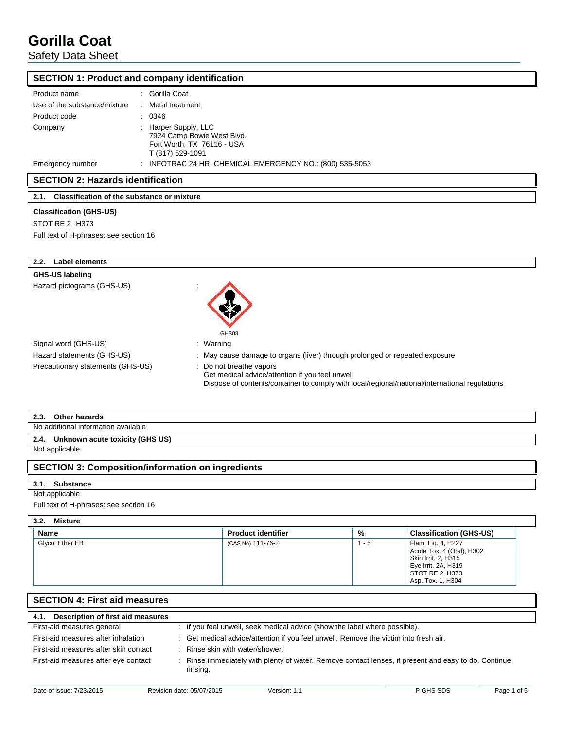# Gorilla Coat

Safety Data Sheet

## SECTION 1: Product and company identification

| | |
|---|---|
| Product name | : Gorilla Coat |
| Use of the substance/mixture | : Metal treatment |
| Product code | : 0346 |
| Company | : Harper Supply, LLC<br>7924 Camp Bowie West Blvd.<br>Fort Worth, TX 76116 - USA<br>T (817) 529-1091 |
| Emergency number | : INFOTRAC 24 HR. CHEMICAL EMERGENCY NO.: (800) 535-5053 |

## SECTION 2: Hazards identification

### 2.1. Classification of the substance or mixture

**Classification (GHS-US)**

STOT RE 2 H373

Full text of H-phrases: see section 16

### 2.2. Label elements

**GHS-US labeling**

Hazard pictograms (GHS-US) :

GHS08

| | |
|---|---|
| Signal word (GHS-US) | : Warning |
| Hazard statements (GHS-US) | : May cause damage to organs (liver) through prolonged or repeated exposure |
| Precautionary statements (GHS-US) | : Do not breathe vapors<br>Get medical advice/attention if you feel unwell<br>Dispose of contents/container to comply with local/regional/national/international regulations |

### 2.3. Other hazards

No additional information available

### 2.4. Unknown acute toxicity (GHS US)

Not applicable

## SECTION 3: Composition/information on ingredients

### 3.1. Substance

Not applicable

Full text of H-phrases: see section 16

### 3.2. Mixture

| Name | Product identifier | % | Classification (GHS-US) |
|---|---|---|---|
| Glycol Ether EB | (CAS No) 111-76-2 | 1 - 5 | Flam. Liq. 4, H227<br>Acute Tox. 4 (Oral), H302<br>Skin Irrit. 2, H315<br>Eye Irrit. 2A, H319<br>STOT RE 2, H373<br>Asp. Tox. 1, H304 |

## SECTION 4: First aid measures

### 4.1. Description of first aid measures

| | |
|---|---|
| First-aid measures general | : If you feel unwell, seek medical advice (show the label where possible). |
| First-aid measures after inhalation | : Get medical advice/attention if you feel unwell. Remove the victim into fresh air. |
| First-aid measures after skin contact | : Rinse skin with water/shower. |
| First-aid measures after eye contact | : Rinse immediately with plenty of water. Remove contact lenses, if present and easy to do. Continue rinsing. |

Date of issue: 7/23/2015 Revision date: 05/07/2015 Version: 1.1 P GHS SDS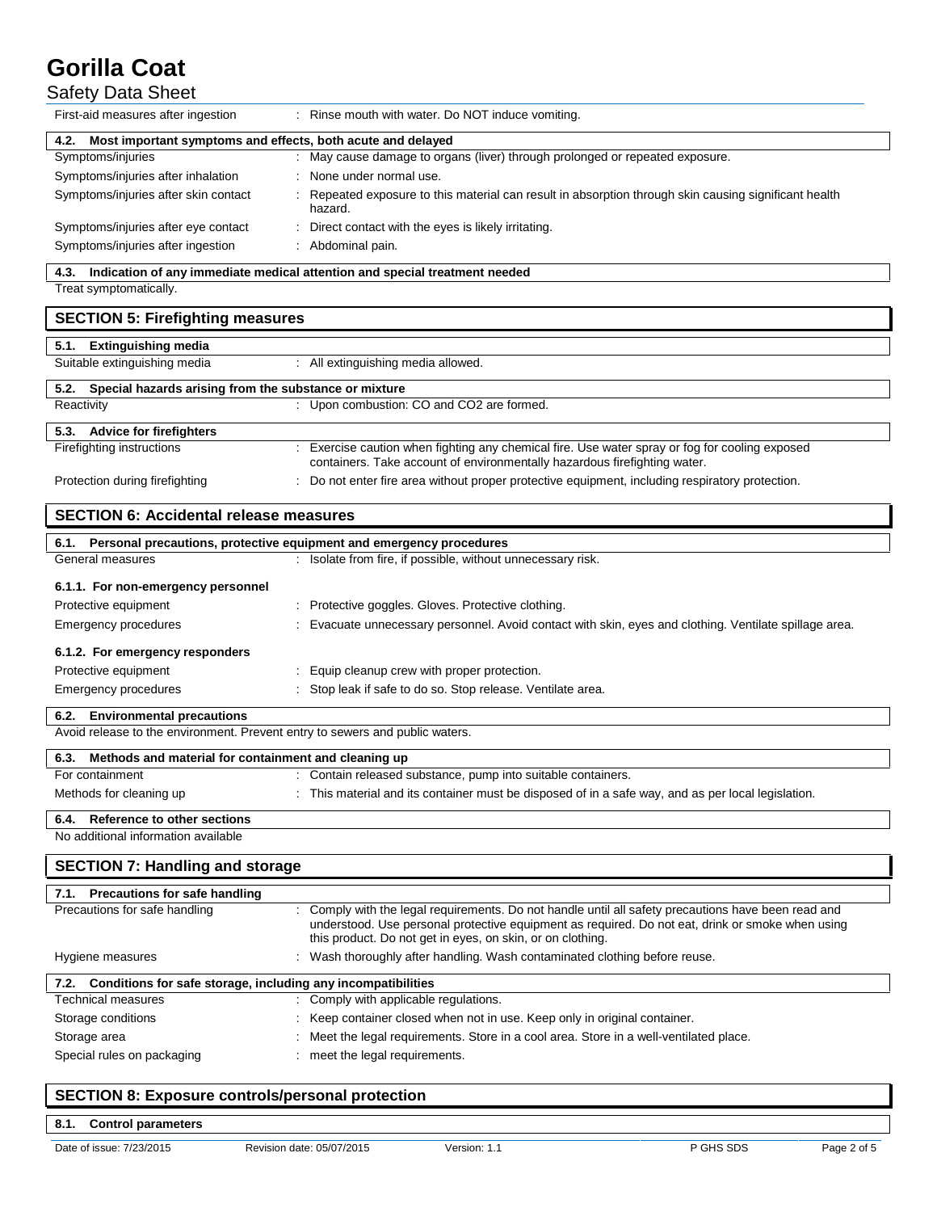| | |
|---|---|
| First-aid measures after ingestion | : Rinse mouth with water. Do NOT induce vomiting. |

### 4.2. Most important symptoms and effects, both acute and delayed

| | |
|---|---|
| Symptoms/injuries | : May cause damage to organs (liver) through prolonged or repeated exposure. |
| Symptoms/injuries after inhalation | : None under normal use. |
| Symptoms/injuries after skin contact | : Repeated exposure to this material can result in absorption through skin causing significant health hazard. |
| Symptoms/injuries after eye contact | : Direct contact with the eyes is likely irritating. |
| Symptoms/injuries after ingestion | : Abdominal pain. |

### 4.3. Indication of any immediate medical attention and special treatment needed

Treat symptomatically.

## SECTION 5: Firefighting measures

### 5.1. Extinguishing media

| | |
|---|---|
| Suitable extinguishing media | : All extinguishing media allowed. |

### 5.2. Special hazards arising from the substance or mixture

| | |
|---|---|
| Reactivity | : Upon combustion: CO and $CO_2$ are formed. |

### 5.3. Advice for firefighters

| | |
|---|---|
| Firefighting instructions | : Exercise caution when fighting any chemical fire. Use water spray or fog for cooling exposed containers. Take account of environmentally hazardous firefighting water. |
| Protection during firefighting | : Do not enter fire area without proper protective equipment, including respiratory protection. |

## SECTION 6: Accidental release measures

### 6.1. Personal precautions, protective equipment and emergency procedures

| | |
|---|---|
| General measures | : Isolate from fire, if possible, without unnecessary risk. |

#### 6.1.1. For non-emergency personnel

| | |
|---|---|
| Protective equipment | : Protective goggles. Gloves. Protective clothing. |
| Emergency procedures | : Evacuate unnecessary personnel. Avoid contact with skin, eyes and clothing. Ventilate spillage area. |

#### 6.1.2. For emergency responders

| | |
|---|---|
| Protective equipment | : Equip cleanup crew with proper protection. |
| Emergency procedures | : Stop leak if safe to do so. Stop release. Ventilate area. |

### 6.2. Environmental precautions

Avoid release to the environment. Prevent entry to sewers and public waters.

### 6.3. Methods and material for containment and cleaning up

| | |
|---|---|
| For containment | : Contain released substance, pump into suitable containers. |
| Methods for cleaning up | : This material and its container must be disposed of in a safe way, and as per local legislation. |

### 6.4. Reference to other sections

No additional information available

## SECTION 7: Handling and storage

### 7.1. Precautions for safe handling

| | |
|---|---|
| Precautions for safe handling | : Comply with the legal requirements. Do not handle until all safety precautions have been read and understood. Use personal protective equipment as required. Do not eat, drink or smoke when using this product. Do not get in eyes, on skin, or on clothing. |
| Hygiene measures | : Wash thoroughly after handling. Wash contaminated clothing before reuse. |

### 7.2. Conditions for safe storage, including any incompatibilities

| | |
|---|---|
| Technical measures | : Comply with applicable regulations. |
| Storage conditions | : Keep container closed when not in use. Keep only in original container. |
| Storage area | : Meet the legal requirements. Store in a cool area. Store in a well-ventilated place. |
| Special rules on packaging | : meet the legal requirements. |

## SECTION 8: Exposure controls/personal protection

### 8.1. Control parameters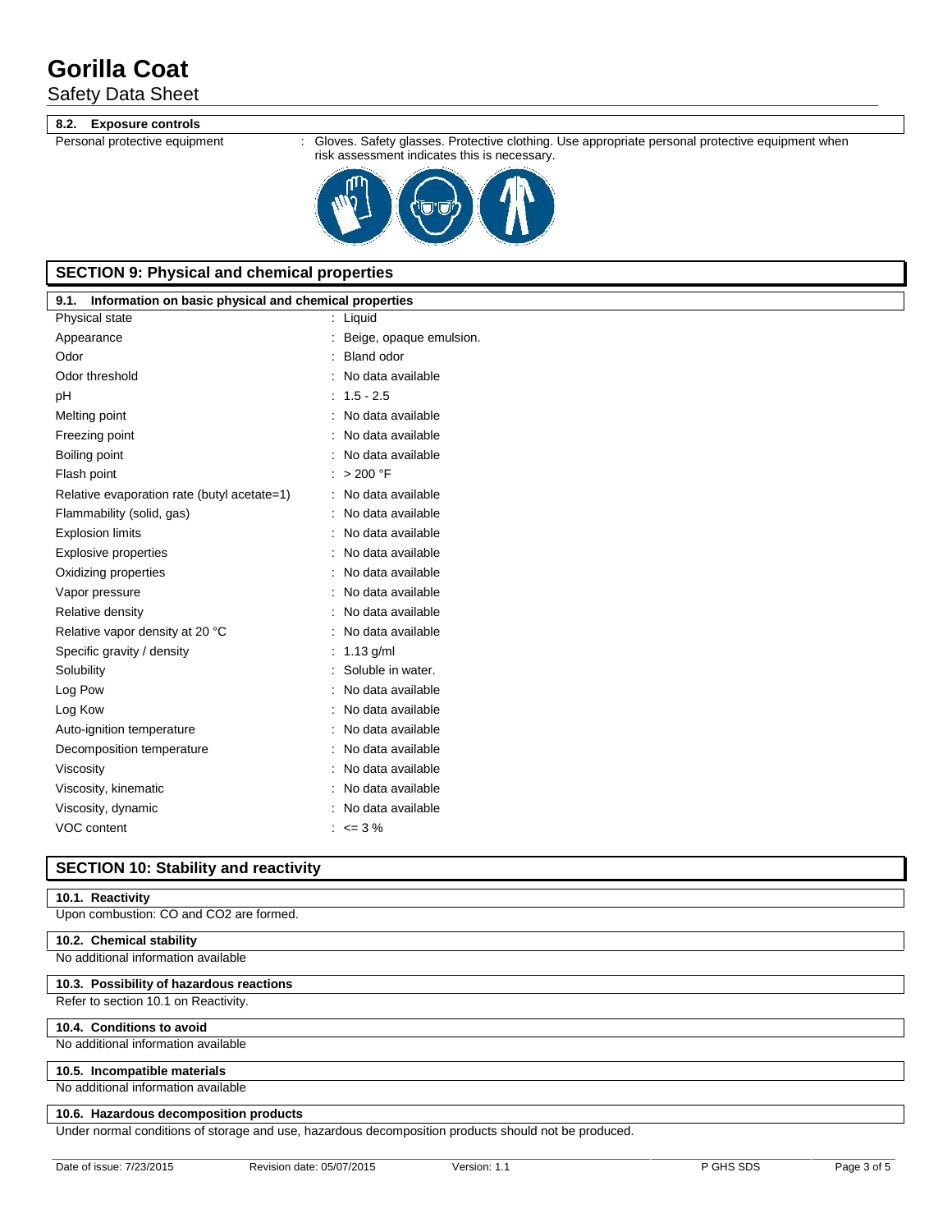### 8.2. Exposure controls

Personal protective equipment : Gloves. Safety glasses. Protective clothing. Use appropriate personal protective equipment when risk assessment indicates this is necessary.

## SECTION 9: Physical and chemical properties

### 9.1. Information on basic physical and chemical properties

| Property | Value |
|---|---|
| Physical state | Liquid |
| Appearance | Beige, opaque emulsion. |
| Odor | Bland odor |
| Odor threshold | No data available |
| pH | 1.5 - 2.5 |
| Melting point | No data available |
| Freezing point | No data available |
| Boiling point | No data available |
| Flash point | > 200 °F |
| Relative evaporation rate (butyl acetate=1) | No data available |
| Flammability (solid, gas) | No data available |
| Explosion limits | No data available |
| Explosive properties | No data available |
| Oxidizing properties | No data available |
| Vapor pressure | No data available |
| Relative density | No data available |
| Relative vapor density at 20 °C | No data available |
| Specific gravity / density | 1.13 g/ml |
| Solubility | Soluble in water. |
| Log Pow | No data available |
| Log Kow | No data available |
| Auto-ignition temperature | No data available |
| Decomposition temperature | No data available |
| Viscosity | No data available |
| Viscosity, kinematic | No data available |
| Viscosity, dynamic | No data available |
| VOC content | <= 3 % |

## SECTION 10: Stability and reactivity

### 10.1. Reactivity

Upon combustion: CO and $CO_2$ are formed.

### 10.2. Chemical stability

No additional information available

### 10.3. Possibility of hazardous reactions

Refer to section 10.1 on Reactivity.

### 10.4. Conditions to avoid

No additional information available

### 10.5. Incompatible materials

No additional information available

### 10.6. Hazardous decomposition products

Under normal conditions of storage and use, hazardous decomposition products should not be produced.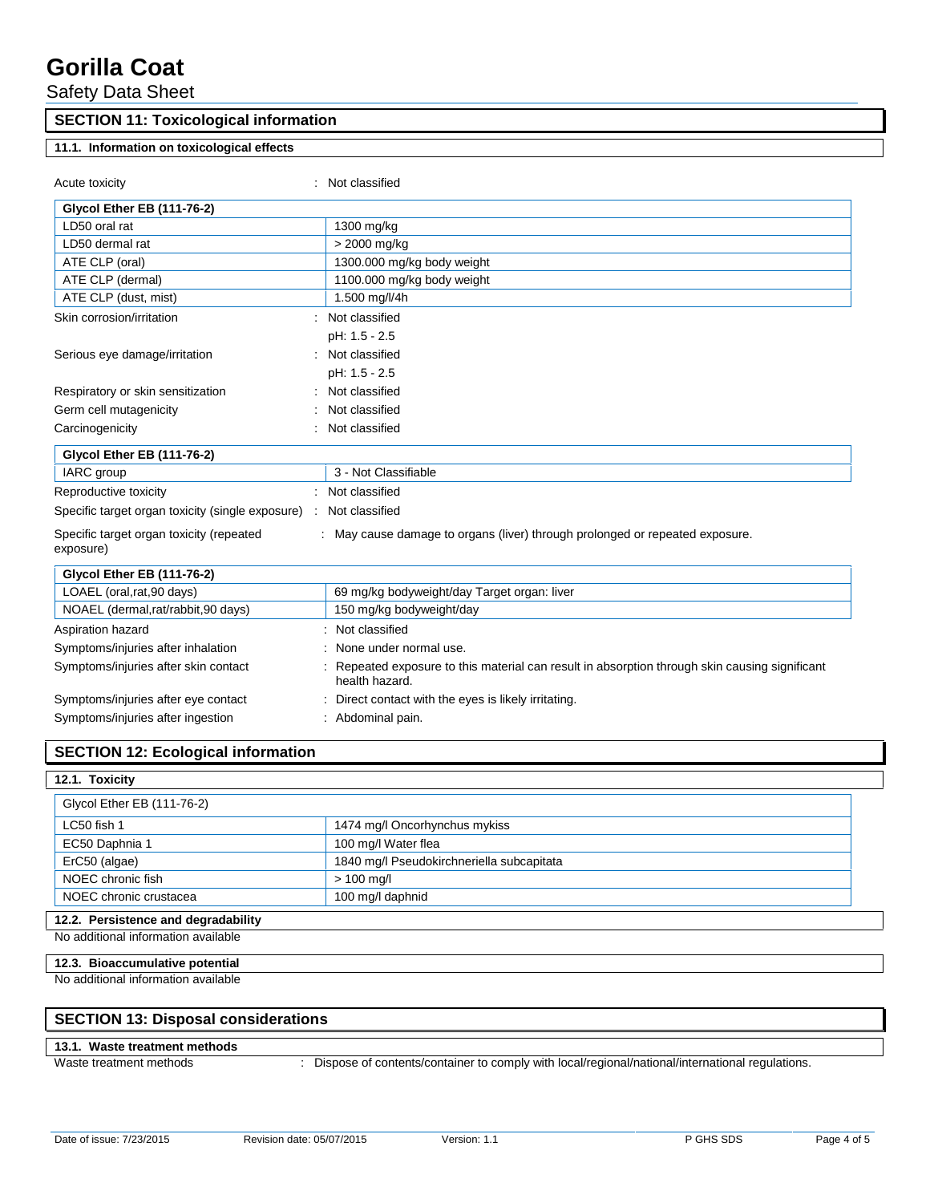## SECTION 11: Toxicological information

### 11.1. Information on toxicological effects

Acute toxicity : Not classified

| Glycol Ether EB (111-76-2) | |
|---|---|
| LD50 oral rat | 1300 mg/kg |
| LD50 dermal rat | > 2000 mg/kg |
| ATE CLP (oral) | 1300.000 mg/kg body weight |
| ATE CLP (dermal) | 1100.000 mg/kg body weight |
| ATE CLP (dust, mist) | 1.500 mg/l/4h |

Skin corrosion/irritation : Not classified

pH: 1.5 - 2.5

Serious eye damage/irritation : Not classified

pH: 1.5 - 2.5

Respiratory or skin sensitization : Not classified

Germ cell mutagenicity : Not classified

Carcinogenicity : Not classified

| Glycol Ether EB (111-76-2) | |
|---|---|
| IARC group | 3 - Not Classifiable |

Reproductive toxicity : Not classified

Specific target organ toxicity (single exposure) : Not classified

Specific target organ toxicity (repeated exposure) : May cause damage to organs (liver) through prolonged or repeated exposure.

| Glycol Ether EB (111-76-2) | |
|---|---|
| LOAEL (oral,rat,90 days) | 69 mg/kg bodyweight/day Target organ: liver |
| NOAEL (dermal,rat/rabbit,90 days) | 150 mg/kg bodyweight/day |

Aspiration hazard : Not classified

Symptoms/injuries after inhalation : None under normal use.

Symptoms/injuries after skin contact : Repeated exposure to this material can result in absorption through skin causing significant health hazard.

Symptoms/injuries after eye contact : Direct contact with the eyes is likely irritating.

Symptoms/injuries after ingestion : Abdominal pain.

## SECTION 12: Ecological information

### 12.1. Toxicity

| Glycol Ether EB (111-76-2) | |
|---|---|
| LC50 fish 1 | 1474 mg/l Oncorhynchus mykiss |
| EC50 Daphnia 1 | 100 mg/l Water flea |
| ErC50 (algae) | 1840 mg/l Pseudokirchneriella subcapitata |
| NOEC chronic fish | > 100 mg/l |
| NOEC chronic crustacea | 100 mg/l daphnid |

### 12.2. Persistence and degradability

No additional information available

### 12.3. Bioaccumulative potential

No additional information available

## SECTION 13: Disposal considerations

### 13.1. Waste treatment methods

Waste treatment methods : Dispose of contents/container to comply with local/regional/national/international regulations.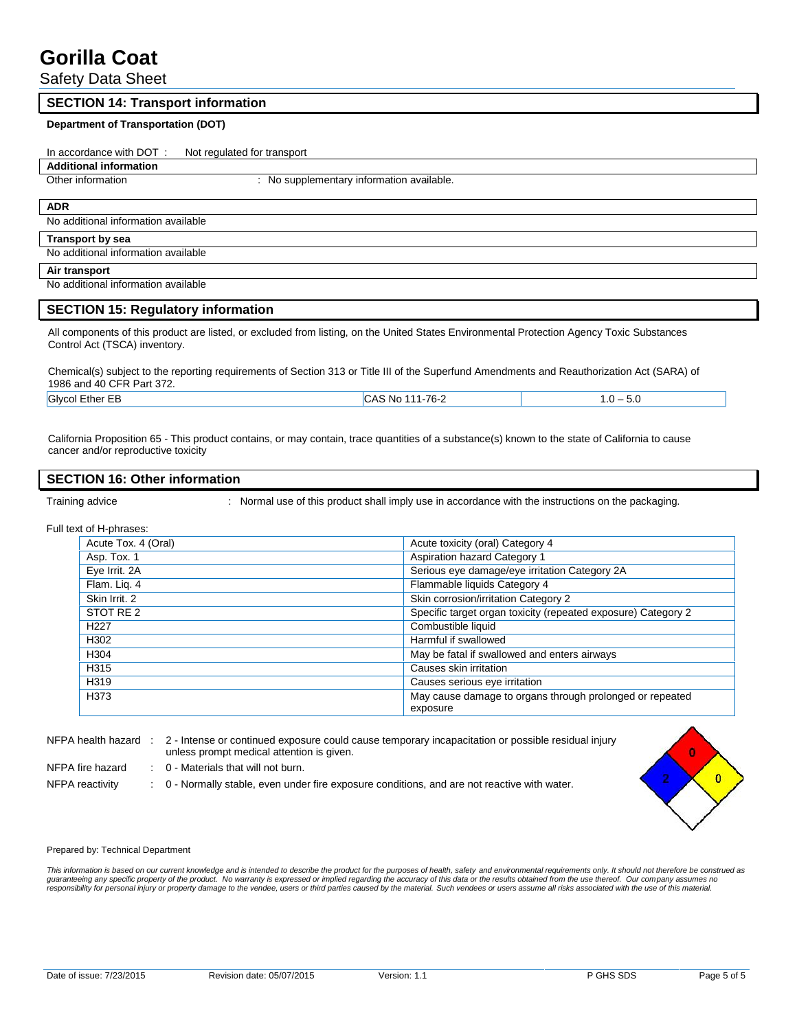## SECTION 14: Transport information

**Department of Transportation (DOT)**

In accordance with DOT : Not regulated for transport

**Additional information**

Other information : No supplementary information available.

**ADR**

No additional information available

**Transport by sea**

No additional information available

**Air transport**

No additional information available

## SECTION 15: Regulatory information

All components of this product are listed, or excluded from listing, on the United States Environmental Protection Agency Toxic Substances Control Act (TSCA) inventory.

Chemical(s) subject to the reporting requirements of Section 313 or Title III of the Superfund Amendments and Reauthorization Act (SARA) of 1986 and 40 CFR Part 372.

| | | |
|---|---|---|
| Glycol Ether EB | CAS No 111-76-2 | 1.0 – 5.0 |

California Proposition 65 - This product contains, or may contain, trace quantities of a substance(s) known to the state of California to cause cancer and/or reproductive toxicity

## SECTION 16: Other information

Training advice : Normal use of this product shall imply use in accordance with the instructions on the packaging.

Full text of H-phrases:

| | |
|---|---|
| Acute Tox. 4 (Oral) | Acute toxicity (oral) Category 4 |
| Asp. Tox. 1 | Aspiration hazard Category 1 |
| Eye Irrit. 2A | Serious eye damage/eye irritation Category 2A |
| Flam. Liq. 4 | Flammable liquids Category 4 |
| Skin Irrit. 2 | Skin corrosion/irritation Category 2 |
| STOT RE 2 | Specific target organ toxicity (repeated exposure) Category 2 |
| H227 | Combustible liquid |
| H302 | Harmful if swallowed |
| H304 | May be fatal if swallowed and enters airways |
| H315 | Causes skin irritation |
| H319 | Causes serious eye irritation |
| H373 | May cause damage to organs through prolonged or repeated exposure |

NFPA health hazard : 2 - Intense or continued exposure could cause temporary incapacitation or possible residual injury unless prompt medical attention is given.

NFPA fire hazard : 0 - Materials that will not burn.

NFPA reactivity : 0 - Normally stable, even under fire exposure conditions, and are not reactive with water.

0

2

0

Prepared by: Technical Department

*This information is based on our current knowledge and is intended to describe the product for the purposes of health, safety and environmental requirements only. It should not therefore be construed as guaranteeing any specific property of the product. No warranty is expressed or implied regarding the accuracy of this data or the results obtained from the use thereof. Our company assumes no responsibility for personal injury or property damage to the vendee, users or third parties caused by the material. Such vendees or users assume all risks associated with the use of this material.*